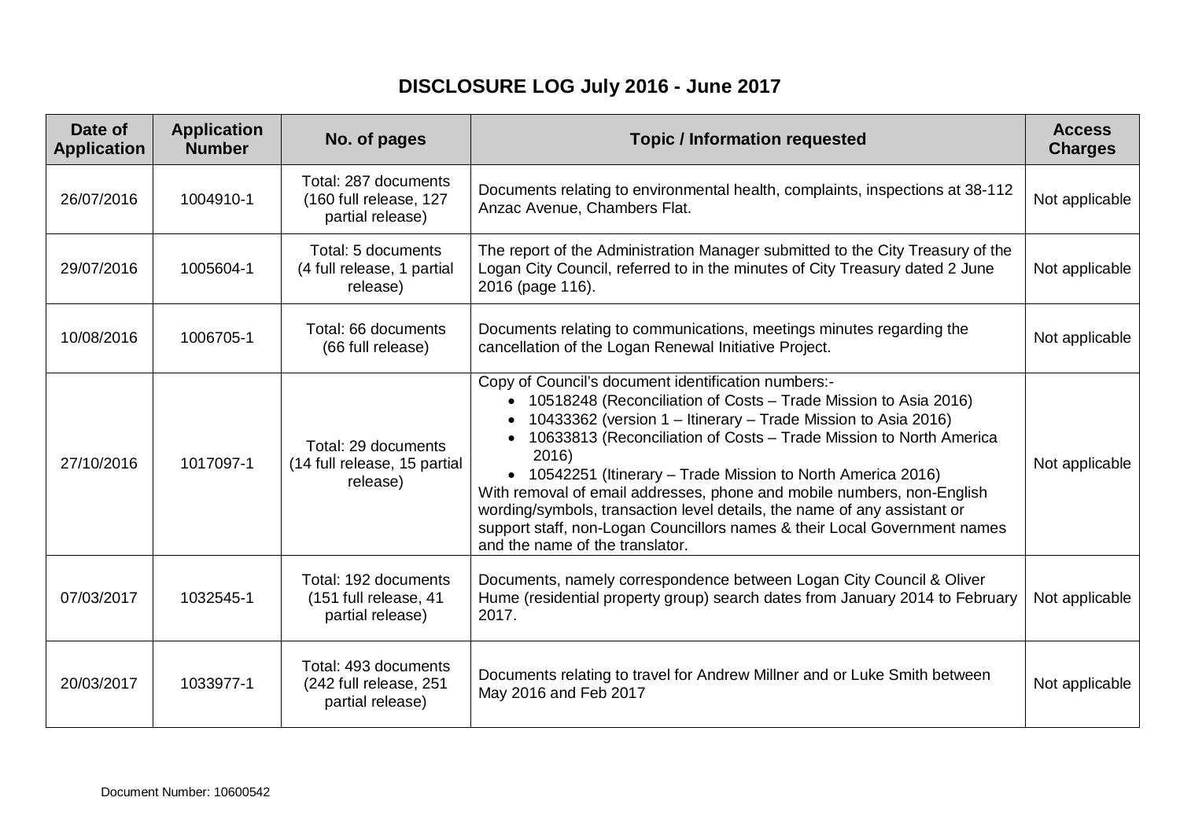# DISCLOSURE LOG July 2016 - June 2017

| Date of Application | Application Number | No. of pages | Topic / Information requested | Access Charges |
|---|---|---|---|---|
| 26/07/2016 | 1004910-1 | Total: 287 documents (160 full release, 127 partial release) | Documents relating to environmental health, complaints, inspections at 38-112 Anzac Avenue, Chambers Flat. | Not applicable |
| 29/07/2016 | 1005604-1 | Total: 5 documents (4 full release, 1 partial release) | The report of the Administration Manager submitted to the City Treasury of the Logan City Council, referred to in the minutes of City Treasury dated 2 June 2016 (page 116). | Not applicable |
| 10/08/2016 | 1006705-1 | Total: 66 documents (66 full release) | Documents relating to communications, meetings minutes regarding the cancellation of the Logan Renewal Initiative Project. | Not applicable |
| 27/10/2016 | 1017097-1 | Total: 29 documents (14 full release, 15 partial release) | Copy of Council's document identification numbers:- <br>• 10518248 (Reconciliation of Costs – Trade Mission to Asia 2016) <br>• 10433362 (version 1 – Itinerary – Trade Mission to Asia 2016) <br>• 10633813 (Reconciliation of Costs – Trade Mission to North America 2016) <br>• 10542251 (Itinerary – Trade Mission to North America 2016) <br>With removal of email addresses, phone and mobile numbers, non-English wording/symbols, transaction level details, the name of any assistant or support staff, non-Logan Councillors names & their Local Government names and the name of the translator. | Not applicable |
| 07/03/2017 | 1032545-1 | Total: 192 documents (151 full release, 41 partial release) | Documents, namely correspondence between Logan City Council & Oliver Hume (residential property group) search dates from January 2014 to February 2017. | Not applicable |
| 20/03/2017 | 1033977-1 | Total: 493 documents (242 full release, 251 partial release) | Documents relating to travel for Andrew Millner and or Luke Smith between May 2016 and Feb 2017 | Not applicable |

Document Number: 10600542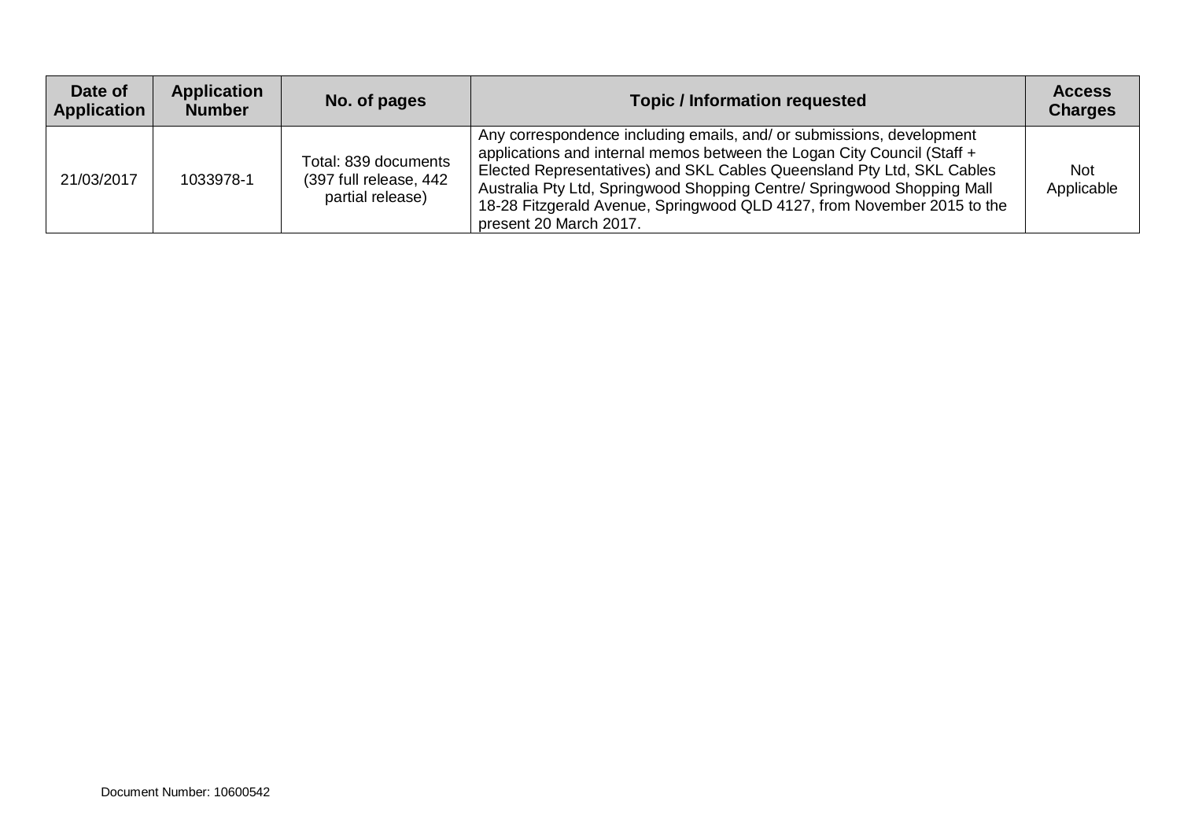| Date of Application | Application Number | No. of pages | Topic / Information requested | Access Charges |
|---|---|---|---|---|
| 21/03/2017 | 1033978-1 | Total: 839 documents (397 full release, 442 partial release) | Any correspondence including emails, and/ or submissions, development applications and internal memos between the Logan City Council (Staff + Elected Representatives) and SKL Cables Queensland Pty Ltd, SKL Cables Australia Pty Ltd, Springwood Shopping Centre/ Springwood Shopping Mall 18-28 Fitzgerald Avenue, Springwood QLD 4127, from November 2015 to the present 20 March 2017. | Not Applicable |

Document Number: 10600542